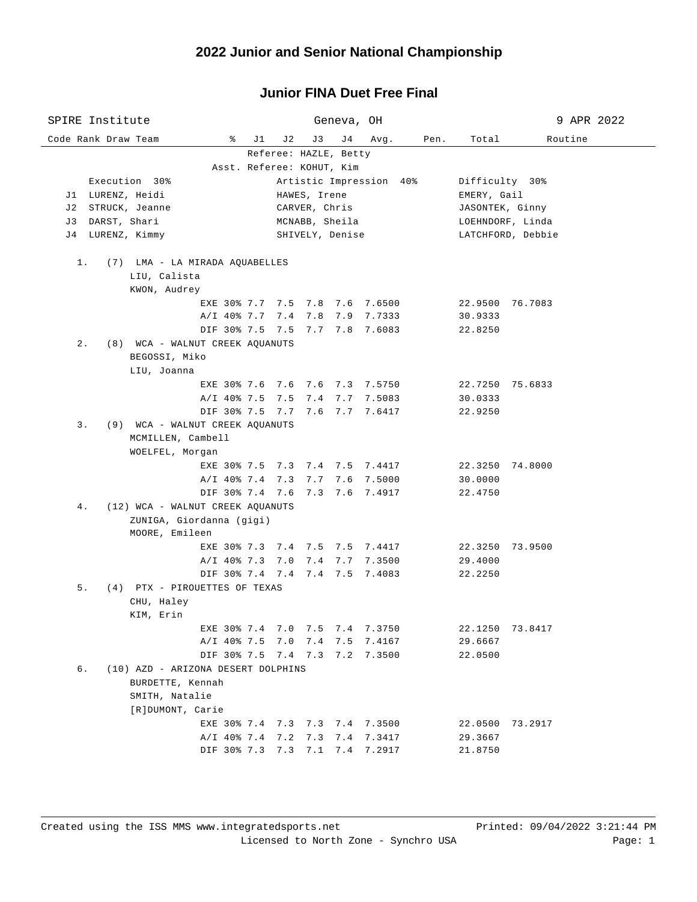# 2022 Junior and Senior National Championship

## Junior FINA Duet Free Final

SPIRE Institute — Geneva, OH — 9 APR 2022

Referee: HAZLE, Betty
Asst. Referee: KOHUT, Kim

| | Execution 30% | Artistic Impression 40% | Difficulty 30% |
|---|---|---|---|
| J1 | LURENZ, Heidi | HAWES, Irene | EMERY, Gail |
| J2 | STRUCK, Jeanne | CARVER, Chris | JASONTEK, Ginny |
| J3 | DARST, Shari | MCNABB, Sheila | LOEHNDORF, Linda |
| J4 | LURENZ, Kimmy | SHIVELY, Denise | LATCHFORD, Debbie |

| Code | Rank | Draw | Team | % | J1 | J2 | J3 | J4 | Avg. | Pen. | Total | Routine |
|---|---|---|---|---|---|---|---|---|---|---|---|---|
| | 1. | (7) | LMA - LA MIRADA AQUABELLES<br>LIU, Calista<br>KWON, Audrey | | | | | | | | | |
| | | | | EXE 30% | 7.7 | 7.5 | 7.8 | 7.6 | 7.6500 | | 22.9500 | 76.7083 |
| | | | | A/I 40% | 7.7 | 7.4 | 7.8 | 7.9 | 7.7333 | | 30.9333 | |
| | | | | DIF 30% | 7.5 | 7.5 | 7.7 | 7.8 | 7.6083 | | 22.8250 | |
| | 2. | (8) | WCA - WALNUT CREEK AQUANUTS<br>BEGOSSI, Miko<br>LIU, Joanna | | | | | | | | | |
| | | | | EXE 30% | 7.6 | 7.6 | 7.6 | 7.3 | 7.5750 | | 22.7250 | 75.6833 |
| | | | | A/I 40% | 7.5 | 7.5 | 7.4 | 7.7 | 7.5083 | | 30.0333 | |
| | | | | DIF 30% | 7.5 | 7.7 | 7.6 | 7.7 | 7.6417 | | 22.9250 | |
| | 3. | (9) | WCA - WALNUT CREEK AQUANUTS<br>MCMILLEN, Cambell<br>WOELFEL, Morgan | | | | | | | | | |
| | | | | EXE 30% | 7.5 | 7.3 | 7.4 | 7.5 | 7.4417 | | 22.3250 | 74.8000 |
| | | | | A/I 40% | 7.4 | 7.3 | 7.7 | 7.6 | 7.5000 | | 30.0000 | |
| | | | | DIF 30% | 7.4 | 7.6 | 7.3 | 7.6 | 7.4917 | | 22.4750 | |
| | 4. | (12) | WCA - WALNUT CREEK AQUANUTS<br>ZUNIGA, Giordanna (gigi)<br>MOORE, Emileen | | | | | | | | | |
| | | | | EXE 30% | 7.3 | 7.4 | 7.5 | 7.5 | 7.4417 | | 22.3250 | 73.9500 |
| | | | | A/I 40% | 7.3 | 7.0 | 7.4 | 7.7 | 7.3500 | | 29.4000 | |
| | | | | DIF 30% | 7.4 | 7.4 | 7.4 | 7.5 | 7.4083 | | 22.2250 | |
| | 5. | (4) | PTX - PIROUETTES OF TEXAS<br>CHU, Haley<br>KIM, Erin | | | | | | | | | |
| | | | | EXE 30% | 7.4 | 7.0 | 7.5 | 7.4 | 7.3750 | | 22.1250 | 73.8417 |
| | | | | A/I 40% | 7.5 | 7.0 | 7.4 | 7.5 | 7.4167 | | 29.6667 | |
| | | | | DIF 30% | 7.5 | 7.4 | 7.3 | 7.2 | 7.3500 | | 22.0500 | |
| | 6. | (10) | AZD - ARIZONA DESERT DOLPHINS<br>BURDETTE, Kennah<br>SMITH, Natalie<br>[R]DUMONT, Carie | | | | | | | | | |
| | | | | EXE 30% | 7.4 | 7.3 | 7.3 | 7.4 | 7.3500 | | 22.0500 | 73.2917 |
| | | | | A/I 40% | 7.4 | 7.2 | 7.3 | 7.4 | 7.3417 | | 29.3667 | |
| | | | | DIF 30% | 7.3 | 7.3 | 7.1 | 7.4 | 7.2917 | | 21.8750 | |

Created using the ISS MMS www.integratedsports.net — Printed: 09/04/2022 3:21:44 PM
Licensed to North Zone - Synchro USA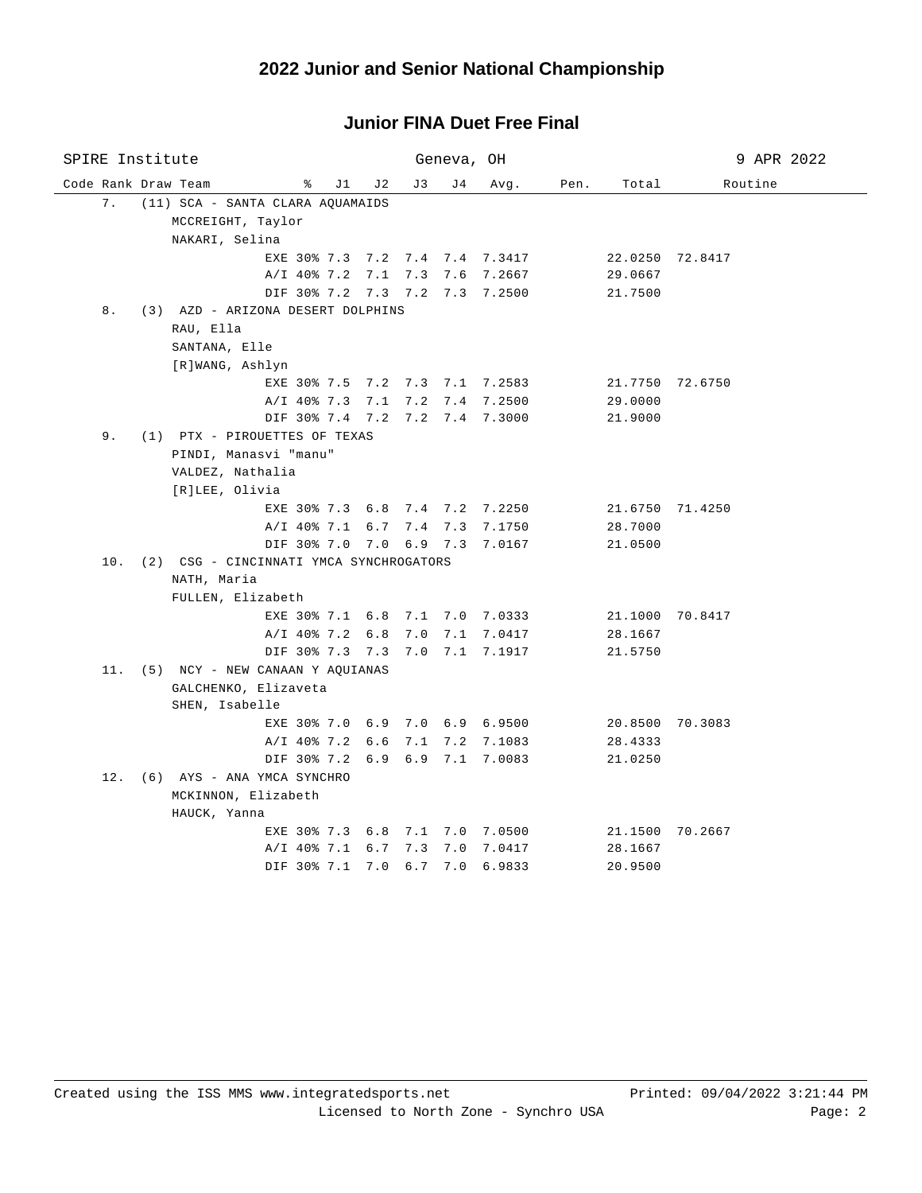# 2022 Junior and Senior National Championship

## Junior FINA Duet Free Final

SPIRE Institute — Geneva, OH — 9 APR 2022

| Code | Rank | Draw | Team | % | J1 | J2 | J3 | J4 | Avg. | Pen. | Total | Routine |
|---|---|---|---|---|---|---|---|---|---|---|---|---|
| | 7. | (11) | SCA - SANTA CLARA AQUAMAIDS | | | | | | | | | |
| | | | MCCREIGHT, Taylor | | | | | | | | | |
| | | | NAKARI, Selina | | | | | | | | | |
| | | | | EXE 30% | 7.3 | 7.2 | 7.4 | 7.4 | 7.3417 | | 22.0250 | 72.8417 |
| | | | | A/I 40% | 7.2 | 7.1 | 7.3 | 7.6 | 7.2667 | | 29.0667 | |
| | | | | DIF 30% | 7.2 | 7.3 | 7.2 | 7.3 | 7.2500 | | 21.7500 | |
| | 8. | (3) | AZD - ARIZONA DESERT DOLPHINS | | | | | | | | | |
| | | | RAU, Ella | | | | | | | | | |
| | | | SANTANA, Elle | | | | | | | | | |
| | | | [R]WANG, Ashlyn | | | | | | | | | |
| | | | | EXE 30% | 7.5 | 7.2 | 7.3 | 7.1 | 7.2583 | | 21.7750 | 72.6750 |
| | | | | A/I 40% | 7.3 | 7.1 | 7.2 | 7.4 | 7.2500 | | 29.0000 | |
| | | | | DIF 30% | 7.4 | 7.2 | 7.2 | 7.4 | 7.3000 | | 21.9000 | |
| | 9. | (1) | PTX - PIROUETTES OF TEXAS | | | | | | | | | |
| | | | PINDI, Manasvi "manu" | | | | | | | | | |
| | | | VALDEZ, Nathalia | | | | | | | | | |
| | | | [R]LEE, Olivia | | | | | | | | | |
| | | | | EXE 30% | 7.3 | 6.8 | 7.4 | 7.2 | 7.2250 | | 21.6750 | 71.4250 |
| | | | | A/I 40% | 7.1 | 6.7 | 7.4 | 7.3 | 7.1750 | | 28.7000 | |
| | | | | DIF 30% | 7.0 | 7.0 | 6.9 | 7.3 | 7.0167 | | 21.0500 | |
| | 10. | (2) | CSG - CINCINNATI YMCA SYNCHROGATORS | | | | | | | | | |
| | | | NATH, Maria | | | | | | | | | |
| | | | FULLEN, Elizabeth | | | | | | | | | |
| | | | | EXE 30% | 7.1 | 6.8 | 7.1 | 7.0 | 7.0333 | | 21.1000 | 70.8417 |
| | | | | A/I 40% | 7.2 | 6.8 | 7.0 | 7.1 | 7.0417 | | 28.1667 | |
| | | | | DIF 30% | 7.3 | 7.3 | 7.0 | 7.1 | 7.1917 | | 21.5750 | |
| | 11. | (5) | NCY - NEW CANAAN Y AQUIANAS | | | | | | | | | |
| | | | GALCHENKO, Elizaveta | | | | | | | | | |
| | | | SHEN, Isabelle | | | | | | | | | |
| | | | | EXE 30% | 7.0 | 6.9 | 7.0 | 6.9 | 6.9500 | | 20.8500 | 70.3083 |
| | | | | A/I 40% | 7.2 | 6.6 | 7.1 | 7.2 | 7.1083 | | 28.4333 | |
| | | | | DIF 30% | 7.2 | 6.9 | 6.9 | 7.1 | 7.0083 | | 21.0250 | |
| | 12. | (6) | AYS - ANA YMCA SYNCHRO | | | | | | | | | |
| | | | MCKINNON, Elizabeth | | | | | | | | | |
| | | | HAUCK, Yanna | | | | | | | | | |
| | | | | EXE 30% | 7.3 | 6.8 | 7.1 | 7.0 | 7.0500 | | 21.1500 | 70.2667 |
| | | | | A/I 40% | 7.1 | 6.7 | 7.3 | 7.0 | 7.0417 | | 28.1667 | |
| | | | | DIF 30% | 7.1 | 7.0 | 6.7 | 7.0 | 6.9833 | | 20.9500 | |

Created using the ISS MMS www.integratedsports.net — Printed: 09/04/2022 3:21:44 PM
Licensed to North Zone - Synchro USA